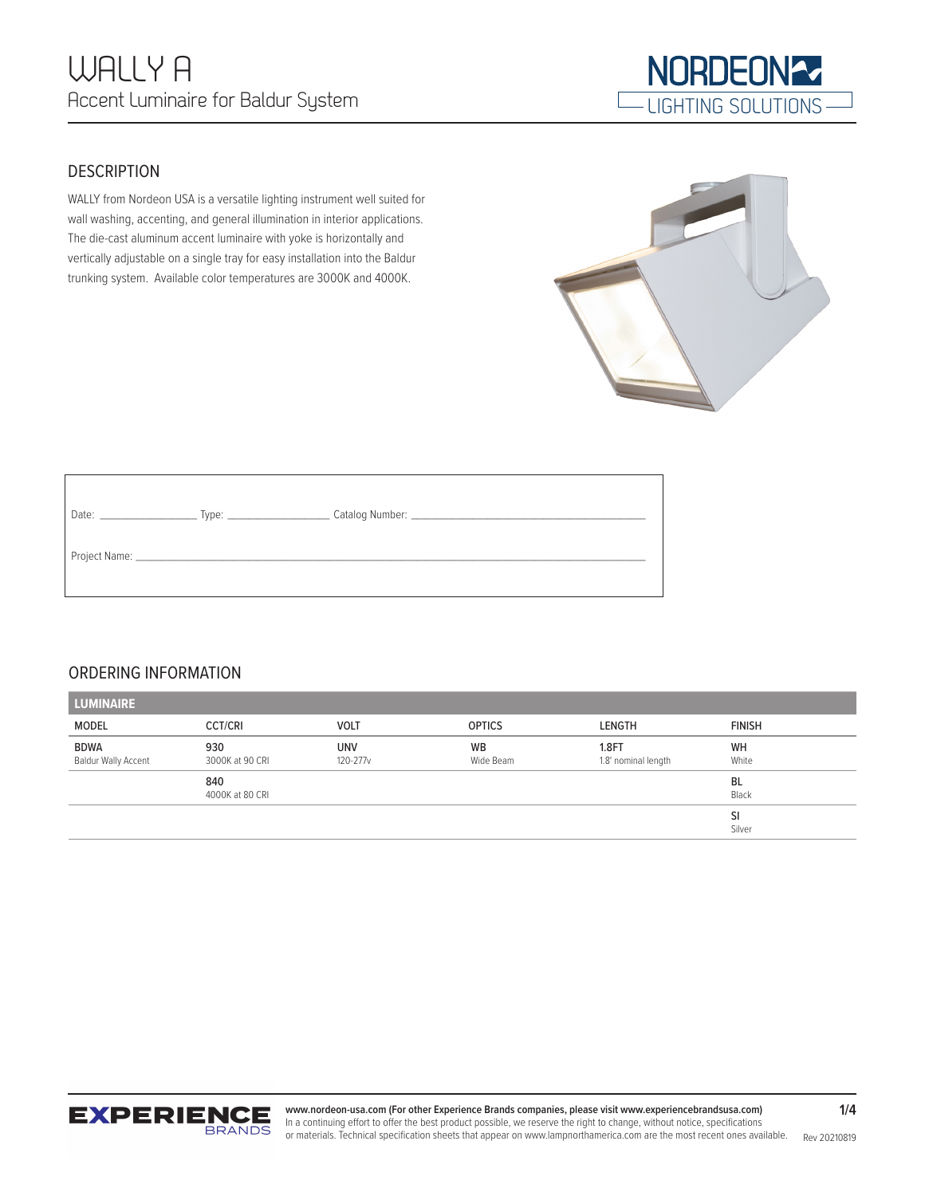# WALLY A

Accent Luminaire for Baldur System

NORDEON LIGHTING SOLUTIONS

## DESCRIPTION

WALLY from Nordeon USA is a versatile lighting instrument well suited for wall washing, accenting, and general illumination in interior applications. The die-cast aluminum accent luminaire with yoke is horizontally and vertically adjustable on a single tray for easy installation into the Baldur trunking system. Available color temperatures are 3000K and 4000K.

Date: ________________ Type: ________________ Catalog Number: ______________________________________

Project Name: ______________________________________________________________________________

## ORDERING INFORMATION

**LUMINAIRE**

| MODEL | CCT/CRI | VOLT | OPTICS | LENGTH | FINISH |
|---|---|---|---|---|---|
| **BDWA** Baldur Wally Accent | **930** 3000K at 90 CRI | **UNV** 120-277v | **WB** Wide Beam | **1.8FT** 1.8' nominal length | **WH** White |
| | **840** 4000K at 80 CRI | | | | **BL** Black |
| | | | | | **SI** Silver |

**www.nordeon-usa.com (For other Experience Brands companies, please visit www.experiencebrandsusa.com)**
In a continuing effort to offer the best product possible, we reserve the right to change, without notice, specifications or materials. Technical specification sheets that appear on www.lampnorthamerica.com are the most recent ones available.

Rev 20210819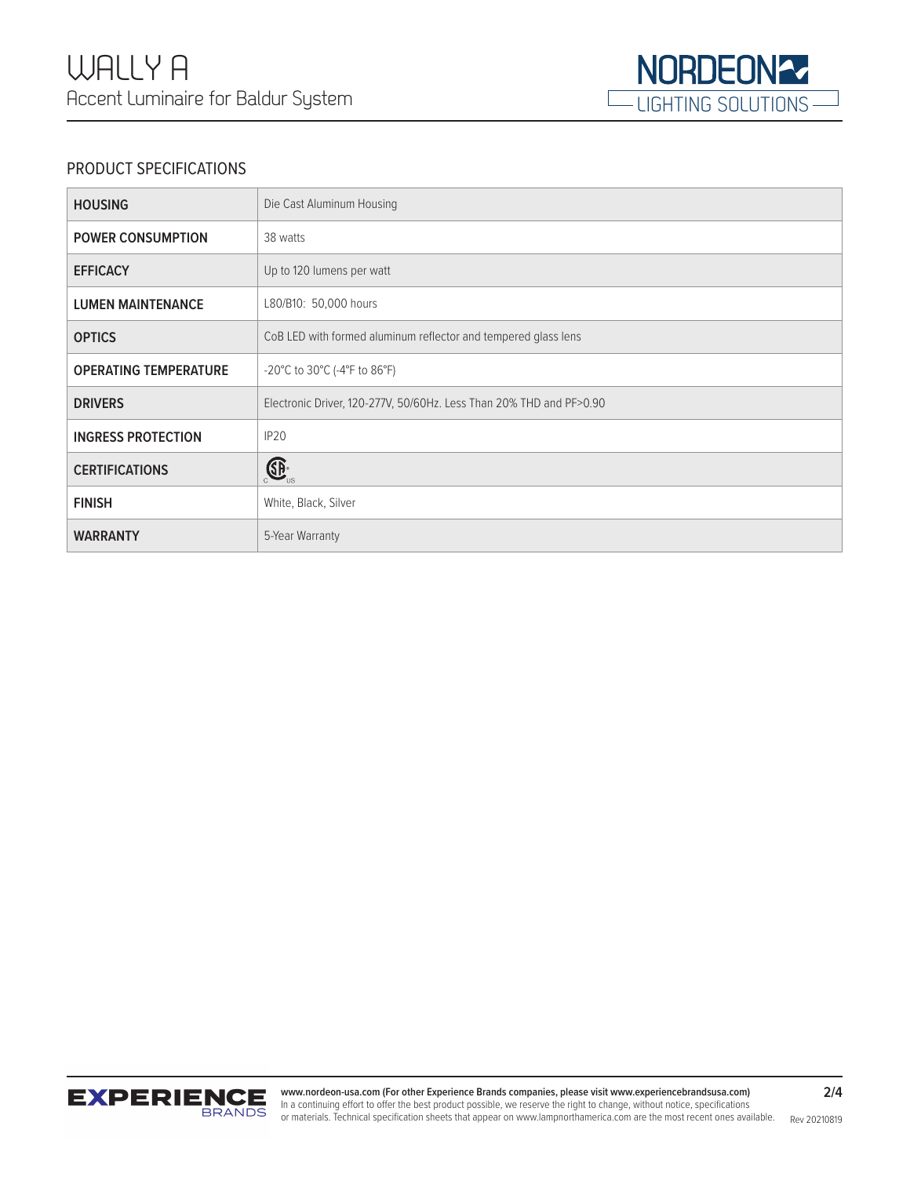# WALLY A

Accent Luminaire for Baldur System

## PRODUCT SPECIFICATIONS

| | |
|---|---|
| **HOUSING** | Die Cast Aluminum Housing |
| **POWER CONSUMPTION** | 38 watts |
| **EFFICACY** | Up to 120 lumens per watt |
| **LUMEN MAINTENANCE** | L80/B10: 50,000 hours |
| **OPTICS** | CoB LED with formed aluminum reflector and tempered glass lens |
| **OPERATING TEMPERATURE** | -20°C to 30°C (-4°F to 86°F) |
| **DRIVERS** | Electronic Driver, 120-277V, 50/60Hz. Less Than 20% THD and PF>0.90 |
| **INGRESS PROTECTION** | IP20 |
| **CERTIFICATIONS** | CSA c us |
| **FINISH** | White, Black, Silver |
| **WARRANTY** | 5-Year Warranty |

**www.nordeon-usa.com (For other Experience Brands companies, please visit www.experiencebrandsusa.com)**
In a continuing effort to offer the best product possible, we reserve the right to change, without notice, specifications or materials. Technical specification sheets that appear on www.lampnorthamerica.com are the most recent ones available.

Rev 20210819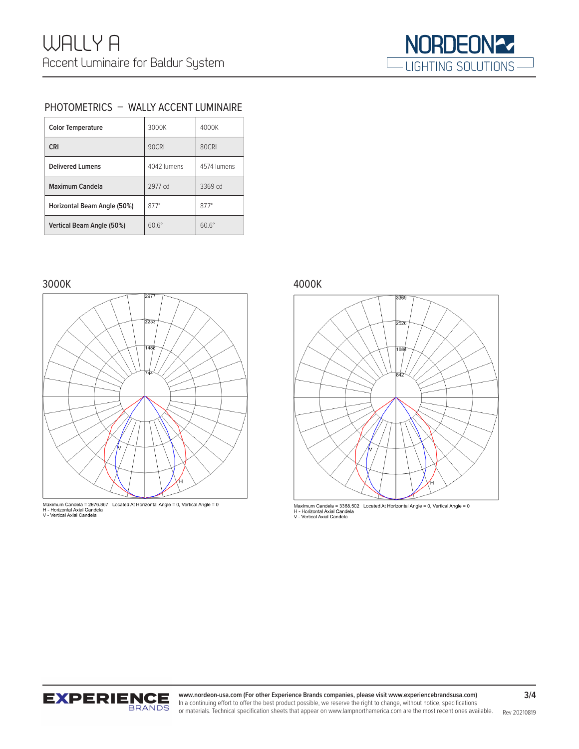# WALLY A

Accent Luminaire for Baldur System

## PHOTOMETRICS – WALLY ACCENT LUMINAIRE

| Color Temperature | 3000K | 4000K |
|---|---|---|
| CRI | 90CRI | 80CRI |
| Delivered Lumens | 4042 lumens | 4574 lumens |
| Maximum Candela | 2977 cd | 3369 cd |
| Horizontal Beam Angle (50%) | 87.7° | 87.7° |
| Vertical Beam Angle (50%) | 60.6° | 60.6° |

### 3000K

Maximum Candela = 2976.867 Located At Horizontal Angle = 0, Vertical Angle = 0
H - Horizontal Axial Candela
V - Vertical Axial Candela

### 4000K

Maximum Candela = 3368.502 Located At Horizontal Angle = 0, Vertical Angle = 0
H - Horizontal Axial Candela
V - Vertical Axial Candela

**www.nordeon-usa.com (For other Experience Brands companies, please visit www.experiencebrandsusa.com)**
In a continuing effort to offer the best product possible, we reserve the right to change, without notice, specifications or materials. Technical specification sheets that appear on www.lampnorthamerica.com are the most recent ones available.

Rev 20210819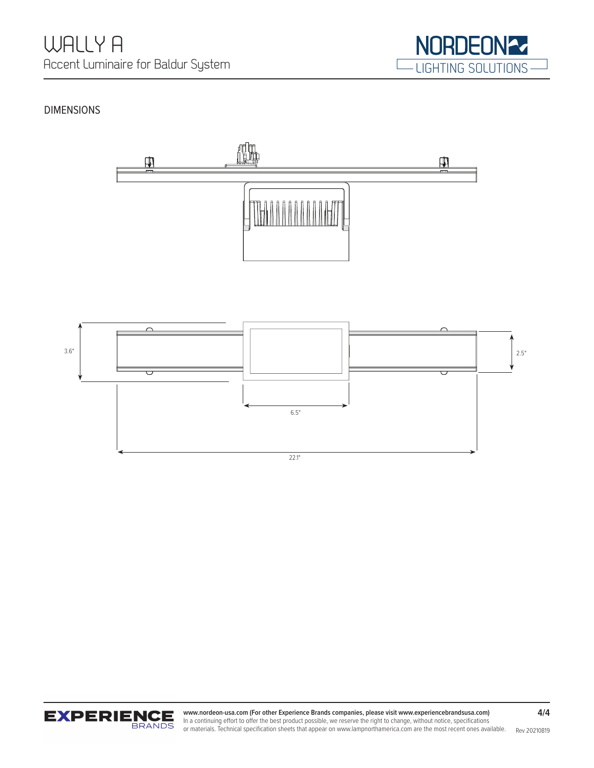# WALLY A

Accent Luminaire for Baldur System

## DIMENSIONS

3.6"

2.5"

6.5"

22.1"

www.nordeon-usa.com (For other Experience Brands companies, please visit www.experiencebrandsusa.com)
In a continuing effort to offer the best product possible, we reserve the right to change, without notice, specifications or materials. Technical specification sheets that appear on www.lampnorthamerica.com are the most recent ones available.

Rev 20210819